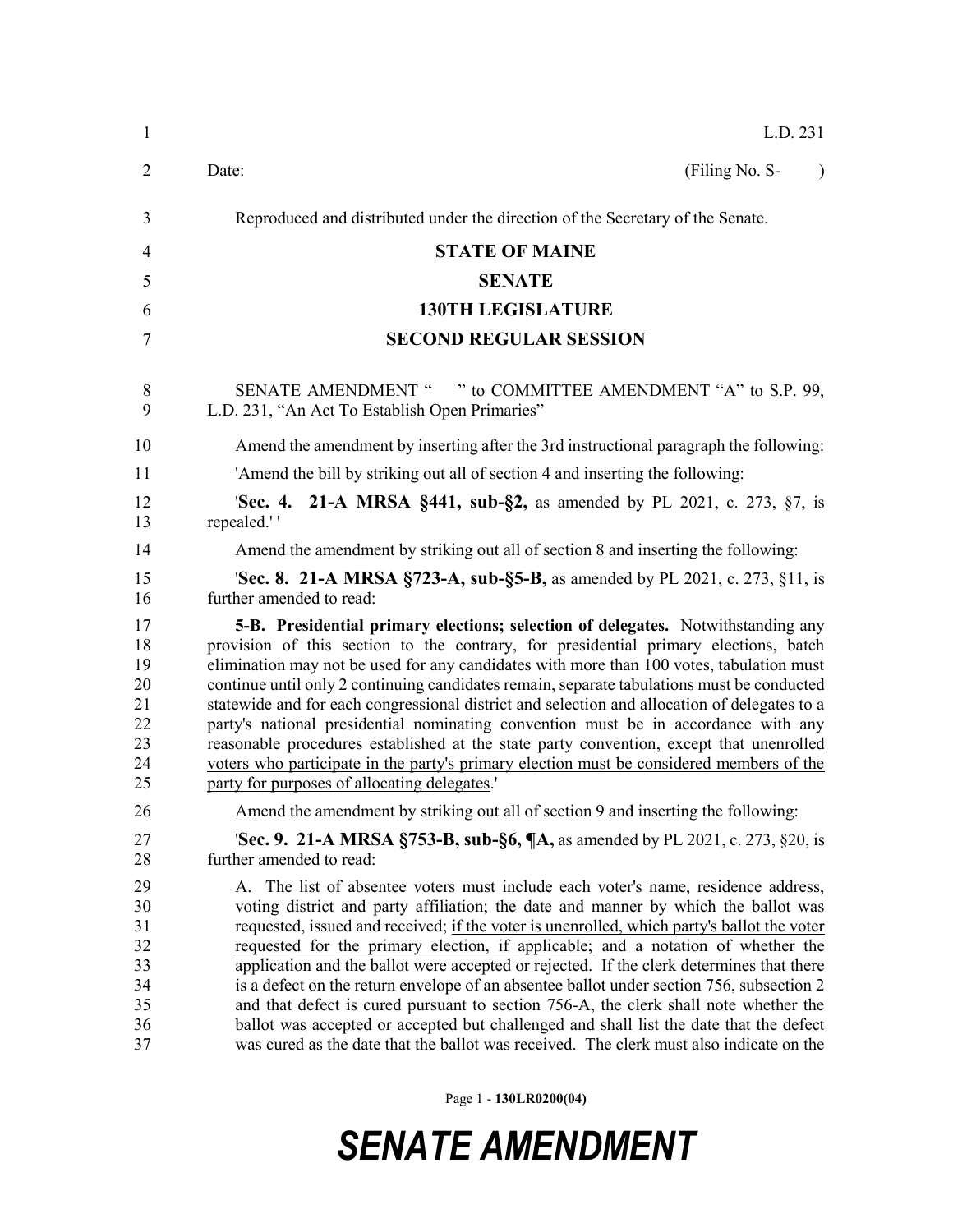L.D. 231

Date: (Filing No. S- )

Reproduced and distributed under the direction of the Secretary of the Senate.

# STATE OF MAINE

## SENATE

## 130TH LEGISLATURE

## SECOND REGULAR SESSION

SENATE AMENDMENT " " to COMMITTEE AMENDMENT "A" to S.P. 99, L.D. 231, "An Act To Establish Open Primaries"

Amend the amendment by inserting after the 3rd instructional paragraph the following:

'Amend the bill by striking out all of section 4 and inserting the following:

'**Sec. 4. 21-A MRSA §441, sub-§2,** as amended by PL 2021, c. 273, §7, is repealed.' '

Amend the amendment by striking out all of section 8 and inserting the following:

'**Sec. 8. 21-A MRSA §723-A, sub-§5-B,** as amended by PL 2021, c. 273, §11, is further amended to read:

**5-B. Presidential primary elections; selection of delegates.** Notwithstanding any provision of this section to the contrary, for presidential primary elections, batch elimination may not be used for any candidates with more than 100 votes, tabulation must continue until only 2 continuing candidates remain, separate tabulations must be conducted statewide and for each congressional district and selection and allocation of delegates to a party's national presidential nominating convention must be in accordance with any reasonable procedures established at the state party convention<ins>, except that unenrolled voters who participate in the party's primary election must be considered members of the party for purposes of allocating delegates</ins>.'

Amend the amendment by striking out all of section 9 and inserting the following:

'**Sec. 9. 21-A MRSA §753-B, sub-§6, ¶A,** as amended by PL 2021, c. 273, §20, is further amended to read:

A. The list of absentee voters must include each voter's name, residence address, voting district and party affiliation; the date and manner by which the ballot was requested, issued and received; <ins>if the voter is unenrolled, which party's ballot the voter requested for the primary election, if applicable;</ins> and a notation of whether the application and the ballot were accepted or rejected. If the clerk determines that there is a defect on the return envelope of an absentee ballot under section 756, subsection 2 and that defect is cured pursuant to section 756-A, the clerk shall note whether the ballot was accepted or accepted but challenged and shall list the date that the defect was cured as the date that the ballot was received. The clerk must also indicate on the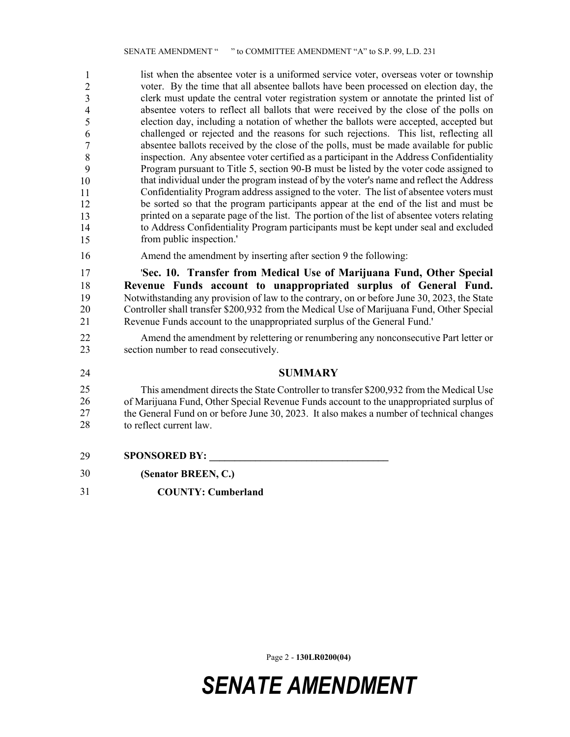list when the absentee voter is a uniformed service voter, overseas voter or township voter. By the time that all absentee ballots have been processed on election day, the clerk must update the central voter registration system or annotate the printed list of absentee voters to reflect all ballots that were received by the close of the polls on election day, including a notation of whether the ballots were accepted, accepted but challenged or rejected and the reasons for such rejections. This list, reflecting all absentee ballots received by the close of the polls, must be made available for public inspection. Any absentee voter certified as a participant in the Address Confidentiality Program pursuant to Title 5, section 90-B must be listed by the voter code assigned to that individual under the program instead of by the voter's name and reflect the Address Confidentiality Program address assigned to the voter. The list of absentee voters must be sorted so that the program participants appear at the end of the list and must be printed on a separate page of the list. The portion of the list of absentee voters relating to Address Confidentiality Program participants must be kept under seal and excluded from public inspection.'

Amend the amendment by inserting after section 9 the following:

'**Sec. 10. Transfer from Medical Use of Marijuana Fund, Other Special Revenue Funds account to unappropriated surplus of General Fund.** Notwithstanding any provision of law to the contrary, on or before June 30, 2023, the State Controller shall transfer $200,932 from the Medical Use of Marijuana Fund, Other Special Revenue Funds account to the unappropriated surplus of the General Fund.'

Amend the amendment by relettering or renumbering any nonconsecutive Part letter or section number to read consecutively.

## SUMMARY

This amendment directs the State Controller to transfer $200,932 from the Medical Use of Marijuana Fund, Other Special Revenue Funds account to the unappropriated surplus of the General Fund on or before June 30, 2023. It also makes a number of technical changes to reflect current law.

**SPONSORED BY:** ___________________________________

**(Senator BREEN, C.)**

**COUNTY: Cumberland**